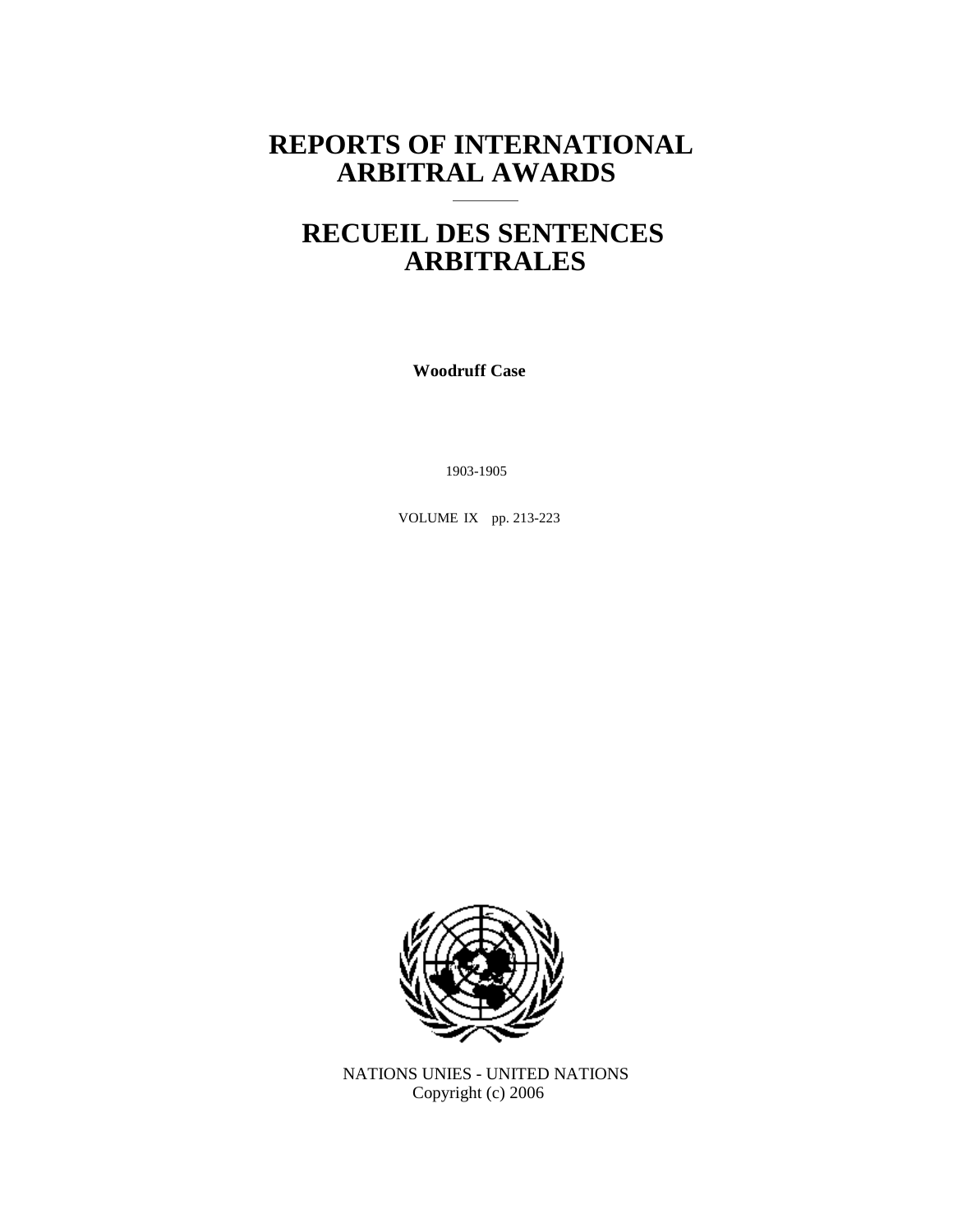# REPORTS OF INTERNATIONAL ARBITRAL AWARDS

# RECUEIL DES SENTENCES ARBITRALES

**Woodruff Case**

1903-1905

VOLUME IX pp. 213-223

NATIONS UNIES - UNITED NATIONS
Copyright (c) 2006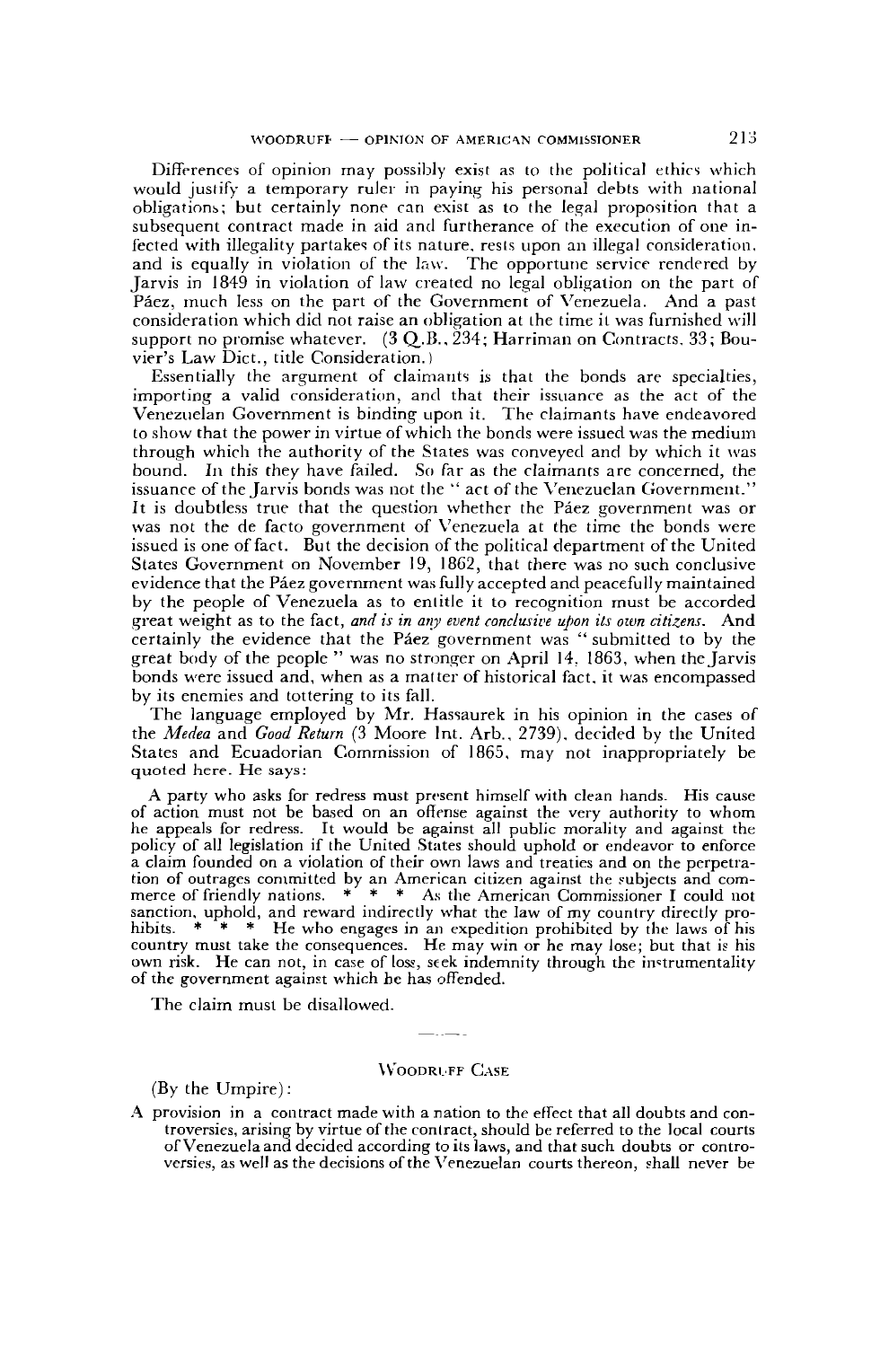Differences of opinion may possibly exist as to the political ethics which would justify a temporary ruler in paying his personal debts with national obligations; but certainly none can exist as to the legal proposition that a subsequent contract made in aid and furtherance of the execution of one infected with illegality partakes of its nature, rests upon an illegal consideration, and is equally in violation of the law. The opportune service rendered by Jarvis in 1849 in violation of law created no legal obligation on the part of Páez, much less on the part of the Government of Venezuela. And a past consideration which did not raise an obligation at the time it was furnished will support no promise whatever. (3 Q.B., 234; Harriman on Contracts, 33; Bouvier's Law Dict., title Consideration.)

Essentially the argument of claimants is that the bonds are specialties, importing a valid consideration, and that their issuance as the act of the Venezuelan Government is binding upon it. The claimants have endeavored to show that the power in virtue of which the bonds were issued was the medium through which the authority of the States was conveyed and by which it was bound. In this they have failed. So far as the claimants are concerned, the issuance of the Jarvis bonds was not the "act of the Venezuelan Government." It is doubtless true that the question whether the Páez government was or was not the de facto government of Venezuela at the time the bonds were issued is one of fact. But the decision of the political department of the United States Government on November 19, 1862, that there was no such conclusive evidence that the Páez government was fully accepted and peacefully maintained by the people of Venezuela as to entitle it to recognition must be accorded great weight as to the fact, *and is in any event conclusive upon its own citizens.* And certainly the evidence that the Páez government was "submitted to by the great body of the people" was no stronger on April 14, 1863, when the Jarvis bonds were issued and, when as a matter of historical fact, it was encompassed by its enemies and tottering to its fall.

The language employed by Mr. Hassaurek in his opinion in the cases of the *Medea* and *Good Return* (3 Moore Int. Arb., 2739), decided by the United States and Ecuadorian Commission of 1865, may not inappropriately be quoted here. He says:

> A party who asks for redress must present himself with clean hands. His cause of action must not be based on an offense against the very authority to whom he appeals for redress. It would be against all public morality and against the policy of all legislation if the United States should uphold or endeavor to enforce a claim founded on a violation of their own laws and treaties and on the perpetration of outrages committed by an American citizen against the subjects and commerce of friendly nations. * * * As the American Commissioner I could not sanction, uphold, and reward indirectly what the law of my country directly prohibits. * * * He who engages in an expedition prohibited by the laws of his country must take the consequences. He may win or he may lose; but that is his own risk. He can not, in case of loss, seek indemnity through the instrumentality of the government against which he has offended.

The claim must be disallowed.

---

## Woodruff Case

(By the Umpire):

A provision in a contract made with a nation to the effect that all doubts and controversies, arising by virtue of the contract, should be referred to the local courts of Venezuela and decided according to its laws, and that such doubts or controversies, as well as the decisions of the Venezuelan courts thereon, shall never be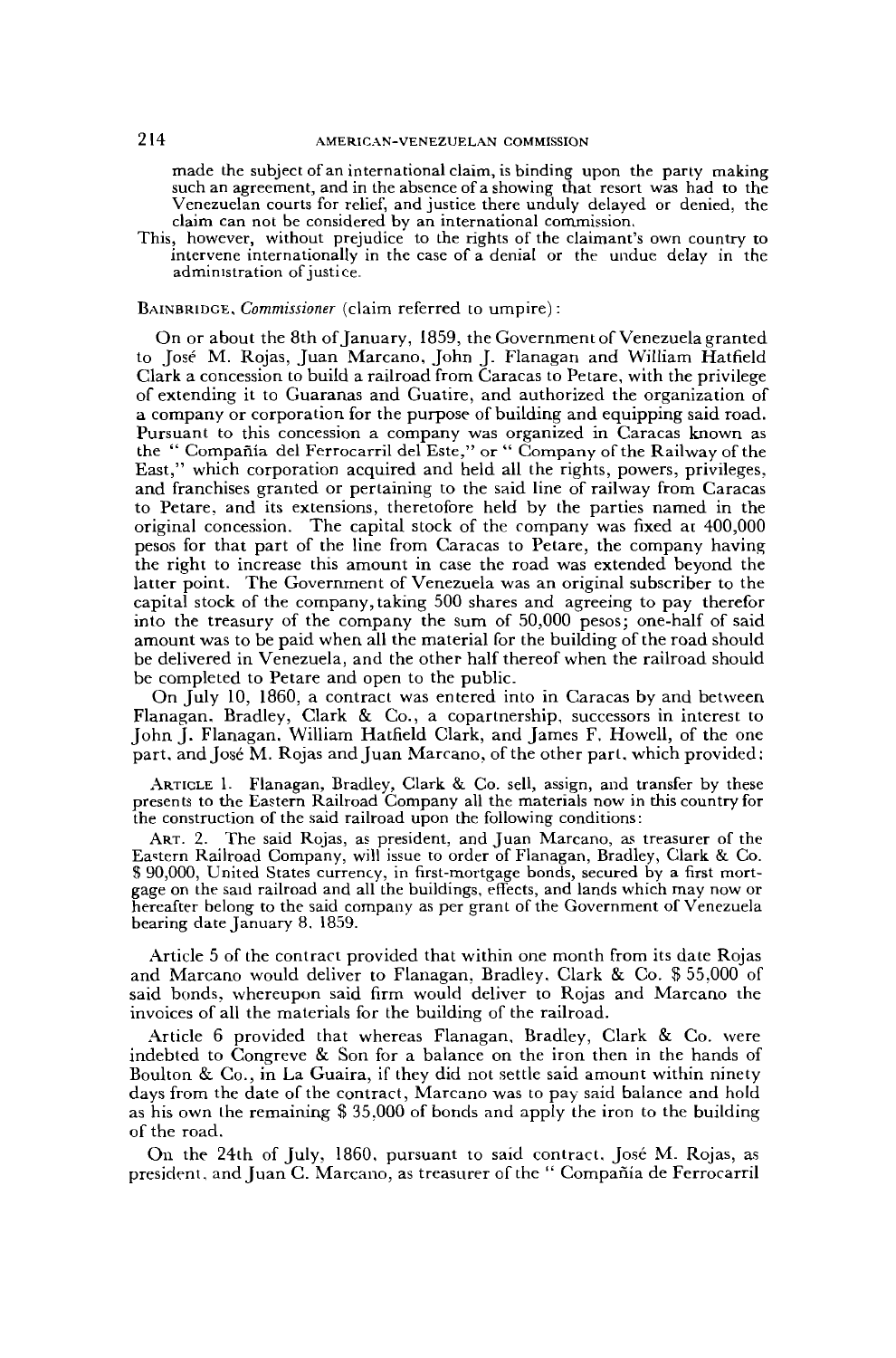made the subject of an international claim, is binding upon the party making such an agreement, and in the absence of a showing that resort was had to the Venezuelan courts for relief, and justice there unduly delayed or denied, the claim can not be considered by an international commission.

This, however, without prejudice to the rights of the claimant's own country to intervene internationally in the case of a denial or the undue delay in the administration of justice.

BAINBRIDGE, *Commissioner* (claim referred to umpire):

On or about the 8th of January, 1859, the Government of Venezuela granted to José M. Rojas, Juan Marcano, John J. Flanagan and William Hatfield Clark a concession to build a railroad from Caracas to Petare, with the privilege of extending it to Guaranas and Guatire, and authorized the organization of a company or corporation for the purpose of building and equipping said road. Pursuant to this concession a company was organized in Caracas known as the "Compañía del Ferrocarril del Este," or "Company of the Railway of the East," which corporation acquired and held all the rights, powers, privileges, and franchises granted or pertaining to the said line of railway from Caracas to Petare, and its extensions, theretofore held by the parties named in the original concession. The capital stock of the company was fixed at 400,000 pesos for that part of the line from Caracas to Petare, the company having the right to increase this amount in case the road was extended beyond the latter point. The Government of Venezuela was an original subscriber to the capital stock of the company, taking 500 shares and agreeing to pay therefor into the treasury of the company the sum of 50,000 pesos; one-half of said amount was to be paid when all the material for the building of the road should be delivered in Venezuela, and the other half thereof when the railroad should be completed to Petare and open to the public.

On July 10, 1860, a contract was entered into in Caracas by and between Flanagan, Bradley, Clark & Co., a copartnership, successors in interest to John J. Flanagan, William Hatfield Clark, and James F. Howell, of the one part, and José M. Rojas and Juan Marcano, of the other part, which provided:

> ARTICLE 1. Flanagan, Bradley, Clark & Co. sell, assign, and transfer by these presents to the Eastern Railroad Company all the materials now in this country for the construction of the said railroad upon the following conditions:
>
> ART. 2. The said Rojas, as president, and Juan Marcano, as treasurer of the Eastern Railroad Company, will issue to order of Flanagan, Bradley, Clark & Co. $ 90,000, United States currency, in first-mortgage bonds, secured by a first mortgage on the said railroad and all the buildings, effects, and lands which may now or hereafter belong to the said company as per grant of the Government of Venezuela bearing date January 8, 1859.

Article 5 of the contract provided that within one month from its date Rojas and Marcano would deliver to Flanagan, Bradley, Clark & Co. $ 55,000 of said bonds, whereupon said firm would deliver to Rojas and Marcano the invoices of all the materials for the building of the railroad.

Article 6 provided that whereas Flanagan, Bradley, Clark & Co. were indebted to Congreve & Son for a balance on the iron then in the hands of Boulton & Co., in La Guaira, if they did not settle said amount within ninety days from the date of the contract, Marcano was to pay said balance and hold as his own the remaining $ 35,000 of bonds and apply the iron to the building of the road.

On the 24th of July, 1860, pursuant to said contract, José M. Rojas, as president, and Juan C. Marcano, as treasurer of the "Compañía de Ferrocarril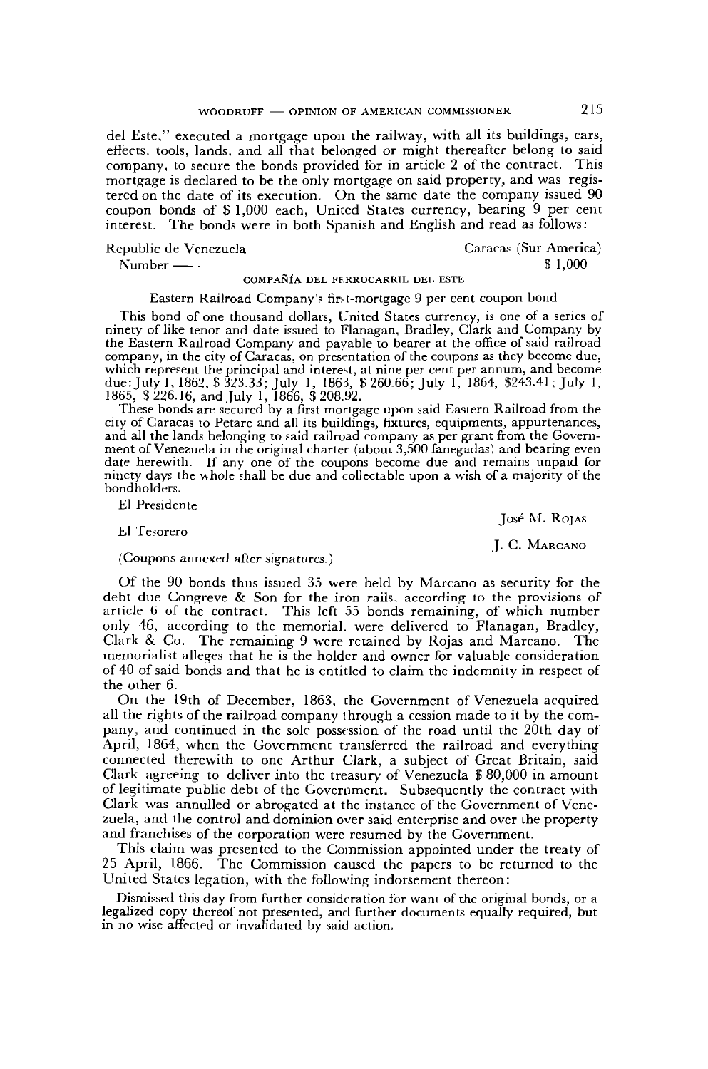del Este," executed a mortgage upon the railway, with all its buildings, cars, effects, tools, lands, and all that belonged or might thereafter belong to said company, to secure the bonds provided for in article 2 of the contract. This mortgage is declared to be the only mortgage on said property, and was registered on the date of its execution. On the same date the company issued 90 coupon bonds of $ 1,000 each, United States currency, bearing 9 per cent interest. The bonds were in both Spanish and English and read as follows:

Republic de Venezuela Caracas (Sur America)
Number —— $ 1,000

COMPAÑÍA DEL FERROCARRIL DEL ESTE

Eastern Railroad Company's first-mortgage 9 per cent coupon bond

This bond of one thousand dollars, United States currency, is one of a series of ninety of like tenor and date issued to Flanagan, Bradley, Clark and Company by the Eastern Railroad Company and payable to bearer at the office of said railroad company, in the city of Caracas, on presentation of the coupons as they become due, which represent the principal and interest, at nine per cent per annum, and become due: July 1, 1862, $ 323.33; July 1, 1863, $ 260.66; July 1, 1864, $243.41; July 1, 1865, $ 226.16, and July 1, 1866, $ 208.92.

These bonds are secured by a first mortgage upon said Eastern Railroad from the city of Caracas to Petare and all its buildings, fixtures, equipments, appurtenances, and all the lands belonging to said railroad company as per grant from the Government of Venezuela in the original charter (about 3,500 fanegadas) and bearing even date herewith. If any one of the coupons become due and remains unpaid for ninety days the whole shall be due and collectable upon a wish of a majority of the bondholders.

El Presidente

José M. Rojas

El Tesorero

J. C. Marcano

(Coupons annexed after signatures.)

Of the 90 bonds thus issued 35 were held by Marcano as security for the debt due Congreve & Son for the iron rails, according to the provisions of article 6 of the contract. This left 55 bonds remaining, of which number only 46, according to the memorial, were delivered to Flanagan, Bradley, Clark & Co. The remaining 9 were retained by Rojas and Marcano. The memorialist alleges that he is the holder and owner for valuable consideration of 40 of said bonds and that he is entitled to claim the indemnity in respect of the other 6.

On the 19th of December, 1863, the Government of Venezuela acquired all the rights of the railroad company through a cession made to it by the company, and continued in the sole possession of the road until the 20th day of April, 1864, when the Government transferred the railroad and everything connected therewith to one Arthur Clark, a subject of Great Britain, said Clark agreeing to deliver into the treasury of Venezuela $ 80,000 in amount of legitimate public debt of the Government. Subsequently the contract with Clark was annulled or abrogated at the instance of the Government of Venezuela, and the control and dominion over said enterprise and over the property and franchises of the corporation were resumed by the Government.

This claim was presented to the Commission appointed under the treaty of 25 April, 1866. The Commission caused the papers to be returned to the United States legation, with the following indorsement thereon:

Dismissed this day from further consideration for want of the original bonds, or a legalized copy thereof not presented, and further documents equally required, but in no wise affected or invalidated by said action.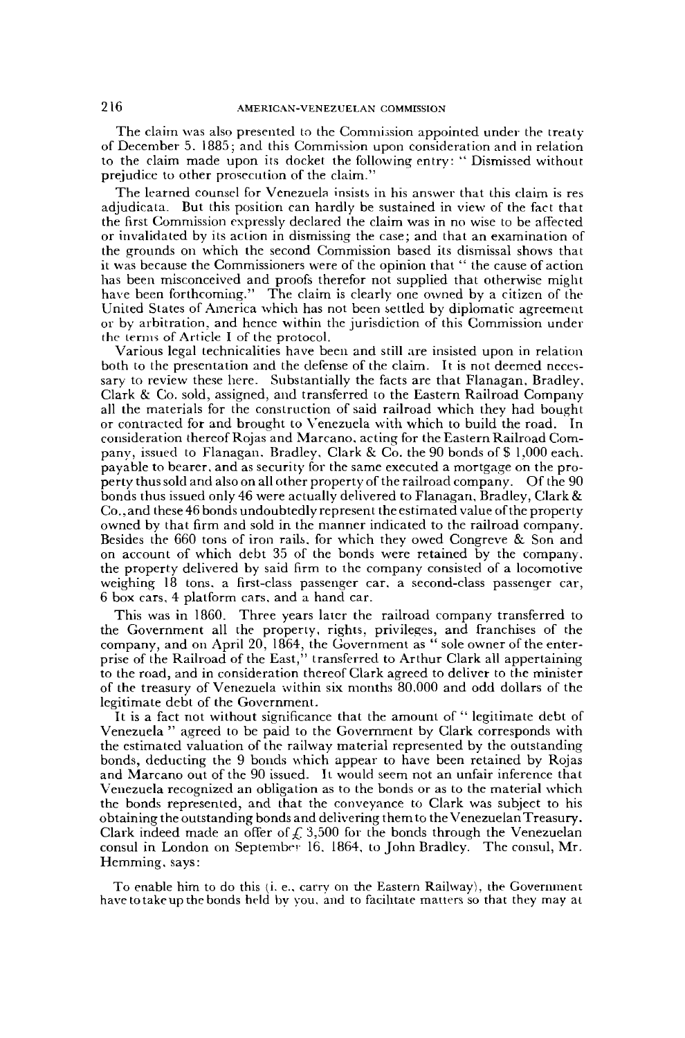The claim was also presented to the Commission appointed under the treaty of December 5, 1885; and this Commission upon consideration and in relation to the claim made upon its docket the following entry: " Dismissed without prejudice to other prosecution of the claim."

The learned counsel for Venezuela insists in his answer that this claim is res adjudicata. But this position can hardly be sustained in view of the fact that the first Commission expressly declared the claim was in no wise to be affected or invalidated by its action in dismissing the case; and that an examination of the grounds on which the second Commission based its dismissal shows that it was because the Commissioners were of the opinion that " the cause of action has been misconceived and proofs therefor not supplied that otherwise might have been forthcoming." The claim is clearly one owned by a citizen of the United States of America which has not been settled by diplomatic agreement or by arbitration, and hence within the jurisdiction of this Commission under the terms of Article I of the protocol.

Various legal technicalities have been and still are insisted upon in relation both to the presentation and the defense of the claim. It is not deemed necessary to review these here. Substantially the facts are that Flanagan, Bradley, Clark & Co. sold, assigned, and transferred to the Eastern Railroad Company all the materials for the construction of said railroad which they had bought or contracted for and brought to Venezuela with which to build the road. In consideration thereof Rojas and Marcano, acting for the Eastern Railroad Company, issued to Flanagan, Bradley, Clark & Co. the 90 bonds of $ 1,000 each, payable to bearer, and as security for the same executed a mortgage on the property thus sold and also on all other property of the railroad company. Of the 90 bonds thus issued only 46 were actually delivered to Flanagan, Bradley, Clark & Co., and these 46 bonds undoubtedly represent the estimated value of the property owned by that firm and sold in the manner indicated to the railroad company. Besides the 660 tons of iron rails, for which they owed Congreve & Son and on account of which debt 35 of the bonds were retained by the company, the property delivered by said firm to the company consisted of a locomotive weighing 18 tons, a first-class passenger car, a second-class passenger car, 6 box cars, 4 platform cars, and a hand car.

This was in 1860. Three years later the railroad company transferred to the Government all the property, rights, privileges, and franchises of the company, and on April 20, 1864, the Government as " sole owner of the enterprise of the Railroad of the East," transferred to Arthur Clark all appertaining to the road, and in consideration thereof Clark agreed to deliver to the minister of the treasury of Venezuela within six months 80,000 and odd dollars of the legitimate debt of the Government.

It is a fact not without significance that the amount of " legitimate debt of Venezuela " agreed to be paid to the Government by Clark corresponds with the estimated valuation of the railway material represented by the outstanding bonds, deducting the 9 bonds which appear to have been retained by Rojas and Marcano out of the 90 issued. It would seem not an unfair inference that Venezuela recognized an obligation as to the bonds or as to the material which the bonds represented, and that the conveyance to Clark was subject to his obtaining the outstanding bonds and delivering them to the Venezuelan Treasury. Clark indeed made an offer of £ 3,500 for the bonds through the Venezuelan consul in London on September 16, 1864, to John Bradley. The consul, Mr. Hemming, says:

> To enable him to do this (i. e., carry on the Eastern Railway), the Government have to take up the bonds held by you, and to facilitate matters so that they may at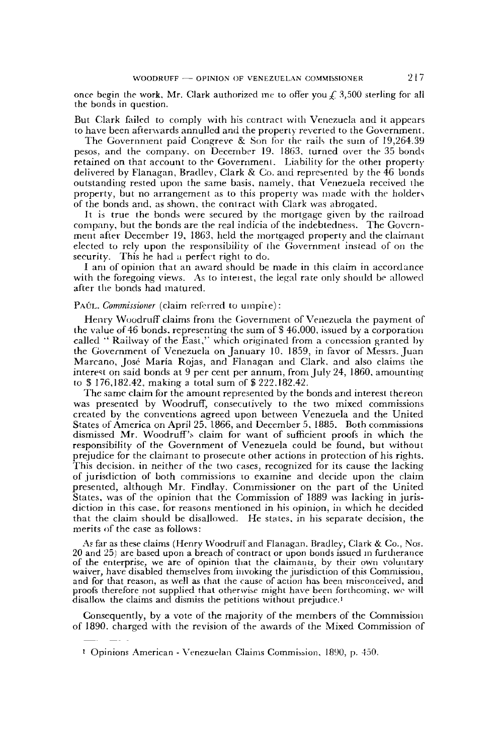once begin the work, Mr. Clark authorized me to offer you £ 3,500 sterling for all the bonds in question.

But Clark failed to comply with his contract with Venezuela and it appears to have been afterwards annulled and the property reverted to the Government.

The Government paid Congreve & Son for the rails the sum of 19,264.39 pesos, and the company, on December 19, 1863, turned over the 35 bonds retained on that account to the Government. Liability for the other property delivered by Flanagan, Bradley, Clark & Co. and represented by the 46 bonds outstanding rested upon the same basis, namely, that Venezuela received the property, but no arrangement as to this property was made with the holders of the bonds and, as shown, the contract with Clark was abrogated.

It is true the bonds were secured by the mortgage given by the railroad company, but the bonds are the real indicia of the indebtedness. The Government after December 19, 1863, held the mortgaged property and the claimant elected to rely upon the responsibility of the Government instead of on the security. This he had a perfect right to do.

I am of opinion that an award should be made in this claim in accordance with the foregoing views. As to interest, the legal rate only should be allowed after the bonds had matured.

PAÚL, *Commissioner* (claim referred to umpire):

Henry Woodruff claims from the Government of Venezuela the payment of the value of 46 bonds, representing the sum of $ 46,000, issued by a corporation called "Railway of the East," which originated from a concession granted by the Government of Venezuela on January 10, 1859, in favor of Messrs. Juan Marcano, José María Rojas, and Flanagan and Clark, and also claims the interest on said bonds at 9 per cent per annum, from July 24, 1860, amounting to $ 176,182.42, making a total sum of $ 222,182.42.

The same claim for the amount represented by the bonds and interest thereon was presented by Woodruff, consecutively to the two mixed commissions created by the conventions agreed upon between Venezuela and the United States of America on April 25, 1866, and December 5, 1885. Both commissions dismissed Mr. Woodruff's claim for want of sufficient proofs in which the responsibility of the Government of Venezuela could be found, but without prejudice for the claimant to prosecute other actions in protection of his rights. This decision, in neither of the two cases, recognized for its cause the lacking of jurisdiction of both commissions to examine and decide upon the claim presented, although Mr. Findlay, Commissioner on the part of the United States, was of the opinion that the Commission of 1889 was lacking in jurisdiction in this case, for reasons mentioned in his opinion, in which he decided that the claim should be disallowed. He states, in his separate decision, the merits of the case as follows:

> As far as these claims (Henry Woodruff and Flanagan, Bradley, Clark & Co., Nos. 20 and 25) are based upon a breach of contract or upon bonds issued in furtherance of the enterprise, we are of opinion that the claimants, by their own voluntary waiver, have disabled themselves from invoking the jurisdiction of this Commission, and for that reason, as well as that the cause of action has been misconceived, and proofs therefore not supplied that otherwise might have been forthcoming, we will disallow the claims and dismiss the petitions without prejudice.[1]

Consequently, by a vote of the majority of the members of the Commission of 1890, charged with the revision of the awards of the Mixed Commission of

---

[1] Opinions American - Venezuelan Claims Commission, 1890, p. 450.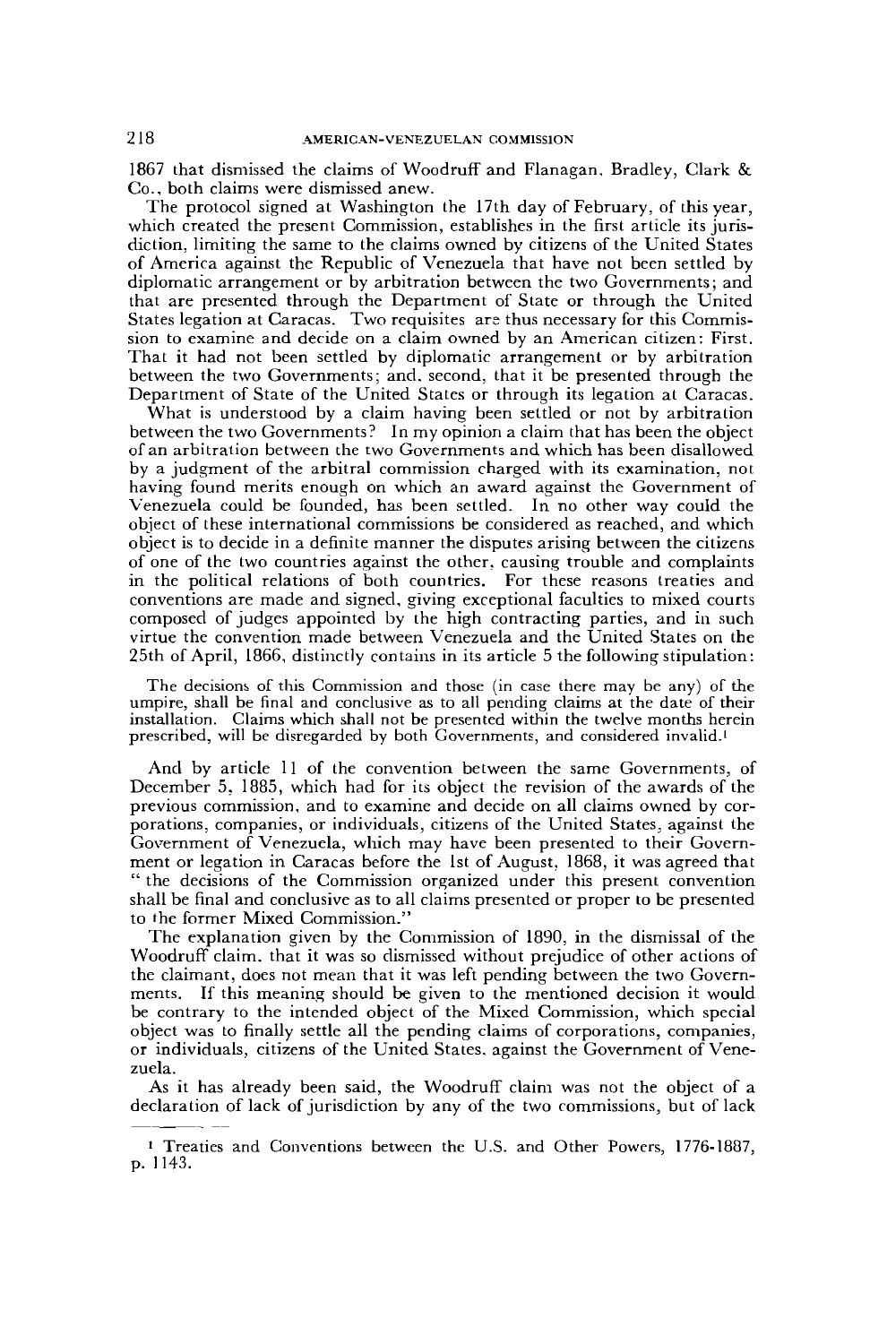1867 that dismissed the claims of Woodruff and Flanagan, Bradley, Clark & Co., both claims were dismissed anew.

The protocol signed at Washington the 17th day of February, of this year, which created the present Commission, establishes in the first article its jurisdiction, limiting the same to the claims owned by citizens of the United States of America against the Republic of Venezuela that have not been settled by diplomatic arrangement or by arbitration between the two Governments; and that are presented through the Department of State or through the United States legation at Caracas. Two requisites are thus necessary for this Commission to examine and decide on a claim owned by an American citizen: First. That it had not been settled by diplomatic arrangement or by arbitration between the two Governments; and, second, that it be presented through the Department of State of the United States or through its legation at Caracas.

What is understood by a claim having been settled or not by arbitration between the two Governments? In my opinion a claim that has been the object of an arbitration between the two Governments and which has been disallowed by a judgment of the arbitral commission charged with its examination, not having found merits enough on which an award against the Government of Venezuela could be founded, has been settled. In no other way could the object of these international commissions be considered as reached, and which object is to decide in a definite manner the disputes arising between the citizens of one of the two countries against the other, causing trouble and complaints in the political relations of both countries. For these reasons treaties and conventions are made and signed, giving exceptional faculties to mixed courts composed of judges appointed by the high contracting parties, and in such virtue the convention made between Venezuela and the United States on the 25th of April, 1866, distinctly contains in its article 5 the following stipulation:

> The decisions of this Commission and those (in case there may be any) of the umpire, shall be final and conclusive as to all pending claims at the date of their installation. Claims which shall not be presented within the twelve months herein prescribed, will be disregarded by both Governments, and considered invalid.[1]

And by article 11 of the convention between the same Governments, of December 5, 1885, which had for its object the revision of the awards of the previous commission, and to examine and decide on all claims owned by corporations, companies, or individuals, citizens of the United States, against the Government of Venezuela, which may have been presented to their Government or legation in Caracas before the 1st of August, 1868, it was agreed that "the decisions of the Commission organized under this present convention shall be final and conclusive as to all claims presented or proper to be presented to the former Mixed Commission."

The explanation given by the Commission of 1890, in the dismissal of the Woodruff claim, that it was so dismissed without prejudice of other actions of the claimant, does not mean that it was left pending between the two Governments. If this meaning should be given to the mentioned decision it would be contrary to the intended object of the Mixed Commission, which special object was to finally settle all the pending claims of corporations, companies, or individuals, citizens of the United States, against the Government of Venezuela.

As it has already been said, the Woodruff claim was not the object of a declaration of lack of jurisdiction by any of the two commissions, but of lack

[1] Treaties and Conventions between the U.S. and Other Powers, 1776-1887, p. 1143.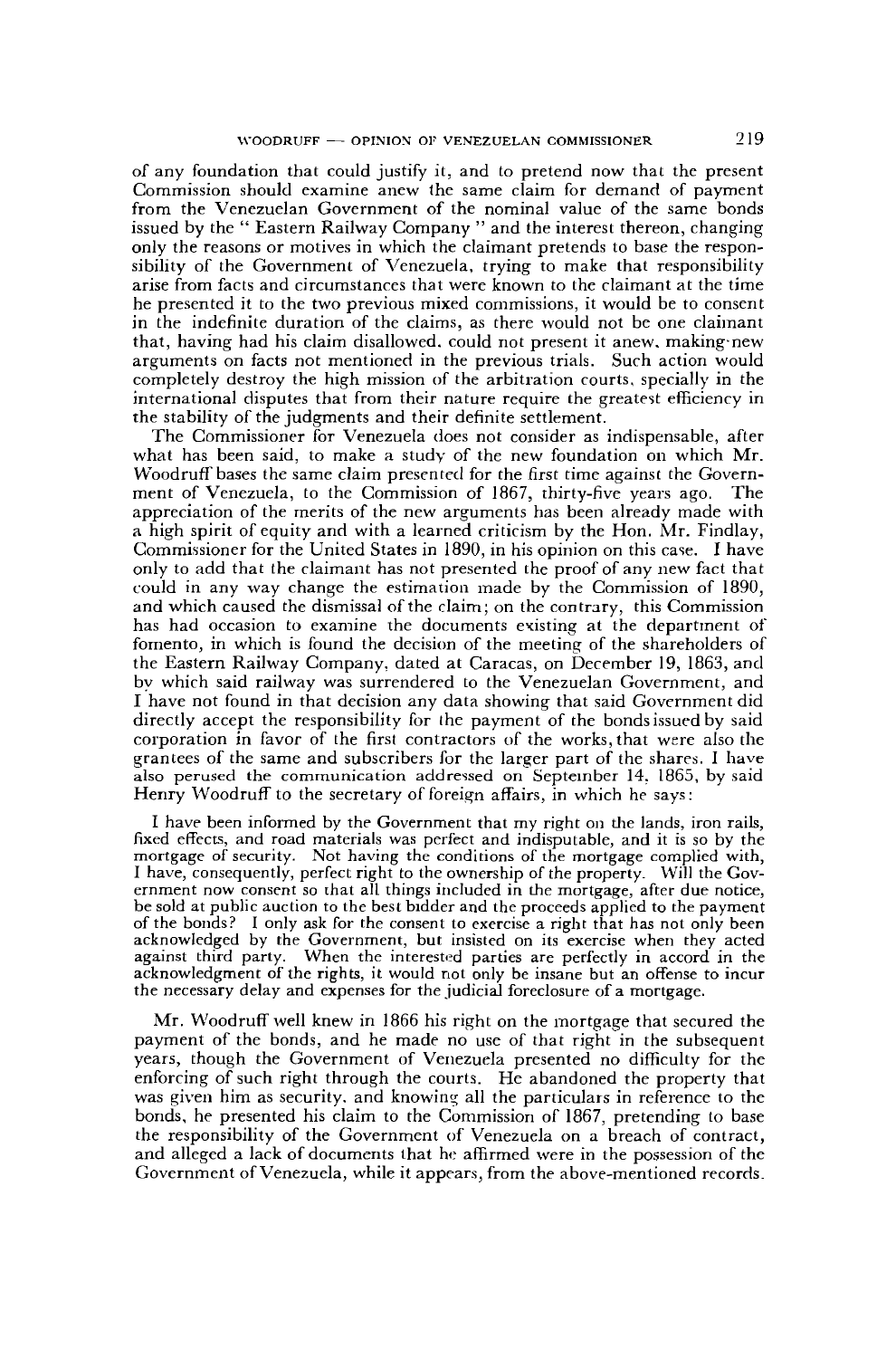of any foundation that could justify it, and to pretend now that the present Commission should examine anew the same claim for demand of payment from the Venezuelan Government of the nominal value of the same bonds issued by the "Eastern Railway Company" and the interest thereon, changing only the reasons or motives in which the claimant pretends to base the responsibility of the Government of Venezuela, trying to make that responsibility arise from facts and circumstances that were known to the claimant at the time he presented it to the two previous mixed commissions, it would be to consent in the indefinite duration of the claims, as there would not be one claimant that, having had his claim disallowed, could not present it anew, making new arguments on facts not mentioned in the previous trials. Such action would completely destroy the high mission of the arbitration courts, specially in the international disputes that from their nature require the greatest efficiency in the stability of the judgments and their definite settlement.

The Commissioner for Venezuela does not consider as indispensable, after what has been said, to make a study of the new foundation on which Mr. Woodruff bases the same claim presented for the first time against the Government of Venezuela, to the Commission of 1867, thirty-five years ago. The appreciation of the merits of the new arguments has been already made with a high spirit of equity and with a learned criticism by the Hon. Mr. Findlay, Commissioner for the United States in 1890, in his opinion on this case. I have only to add that the claimant has not presented the proof of any new fact that could in any way change the estimation made by the Commission of 1890, and which caused the dismissal of the claim; on the contrary, this Commission has had occasion to examine the documents existing at the department of fomento, in which is found the decision of the meeting of the shareholders of the Eastern Railway Company, dated at Caracas, on December 19, 1863, and by which said railway was surrendered to the Venezuelan Government, and I have not found in that decision any data showing that said Government did directly accept the responsibility for the payment of the bonds issued by said corporation in favor of the first contractors of the works, that were also the grantees of the same and subscribers for the larger part of the shares. I have also perused the communication addressed on September 14, 1865, by said Henry Woodruff to the secretary of foreign affairs, in which he says:

> I have been informed by the Government that my right on the lands, iron rails, fixed effects, and road materials was perfect and indisputable, and it is so by the mortgage of security. Not having the conditions of the mortgage complied with, I have, consequently, perfect right to the ownership of the property. Will the Government now consent so that all things included in the mortgage, after due notice, be sold at public auction to the best bidder and the proceeds applied to the payment of the bonds? I only ask for the consent to exercise a right that has not only been acknowledged by the Government, but insisted on its exercise when they acted against third party. When the interested parties are perfectly in accord in the acknowledgment of the rights, it would not only be insane but an offense to incur the necessary delay and expenses for the judicial foreclosure of a mortgage.

Mr. Woodruff well knew in 1866 his right on the mortgage that secured the payment of the bonds, and he made no use of that right in the subsequent years, though the Government of Venezuela presented no difficulty for the enforcing of such right through the courts. He abandoned the property that was given him as security, and knowing all the particulars in reference to the bonds, he presented his claim to the Commission of 1867, pretending to base the responsibility of the Government of Venezuela on a breach of contract, and alleged a lack of documents that he affirmed were in the possession of the Government of Venezuela, while it appears, from the above-mentioned records,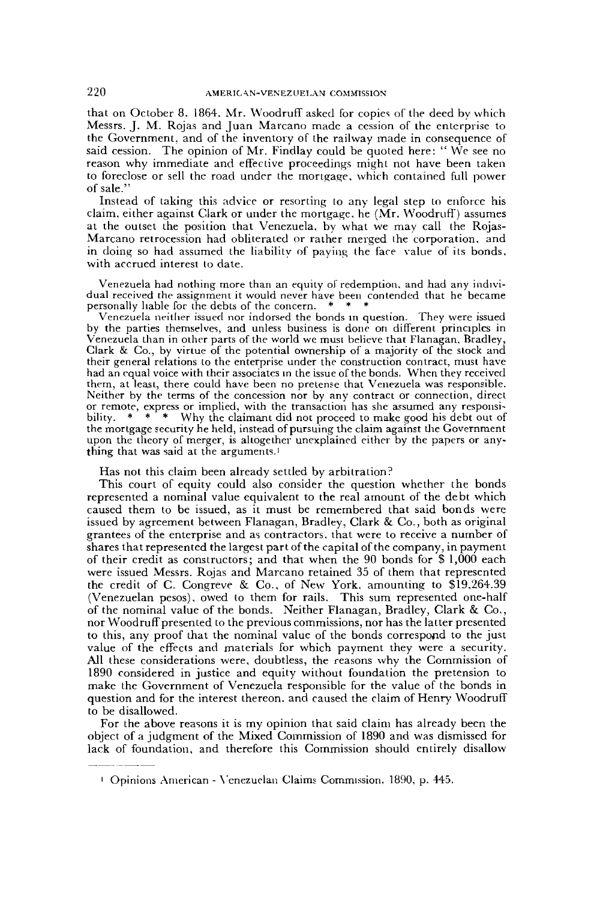that on October 8, 1864, Mr. Woodruff asked for copies of the deed by which Messrs. J. M. Rojas and Juan Marcano made a cession of the enterprise to the Government, and of the inventory of the railway made in consequence of said cession. The opinion of Mr. Findlay could be quoted here: " We see no reason why immediate and effective proceedings might not have been taken to foreclose or sell the road under the mortgage, which contained full power of sale."

Instead of taking this advice or resorting to any legal step to enforce his claim, either against Clark or under the mortgage, he (Mr. Woodruff) assumes at the outset the position that Venezuela, by what we may call the Rojas-Marcano retrocession had obliterated or rather merged the corporation, and in doing so had assumed the liability of paying the face value of its bonds, with accrued interest to date.

> Venezuela had nothing more than an equity of redemption, and had any individual received the assignment it would never have been contended that he became personally liable for the debts of the concern. * * *
>
> Venezuela neither issued nor indorsed the bonds in question. They were issued by the parties themselves, and unless business is done on different principles in Venezuela than in other parts of the world we must believe that Flanagan, Bradley, Clark & Co., by virtue of the potential ownership of a majority of the stock and their general relations to the enterprise under the construction contract, must have had an equal voice with their associates in the issue of the bonds. When they received them, at least, there could have been no pretense that Venezuela was responsible. Neither by the terms of the concession nor by any contract or connection, direct or remote, express or implied, with the transaction has she assumed any responsibility. * * * Why the claimant did not proceed to make good his debt out of the mortgage security he held, instead of pursuing the claim against the Government upon the theory of merger, is altogether unexplained either by the papers or anything that was said at the arguments.[1]

Has not this claim been already settled by arbitration?

This court of equity could also consider the question whether the bonds represented a nominal value equivalent to the real amount of the debt which caused them to be issued, as it must be remembered that said bonds were issued by agreement between Flanagan, Bradley, Clark & Co., both as original grantees of the enterprise and as contractors, that were to receive a number of shares that represented the largest part of the capital of the company, in payment of their credit as constructors; and that when the 90 bonds for $ 1,000 each were issued Messrs. Rojas and Marcano retained 35 of them that represented the credit of C. Congreve & Co., of New York, amounting to $19,264.39 (Venezuelan pesos), owed to them for rails. This sum represented one-half of the nominal value of the bonds. Neither Flanagan, Bradley, Clark & Co., nor Woodruff presented to the previous commissions, nor has the latter presented to this, any proof that the nominal value of the bonds correspond to the just value of the effects and materials for which payment they were a security. All these considerations were, doubtless, the reasons why the Commission of 1890 considered in justice and equity without foundation the pretension to make the Government of Venezuela responsible for the value of the bonds in question and for the interest thereon, and caused the claim of Henry Woodruff to be disallowed.

For the above reasons it is my opinion that said claim has already been the object of a judgment of the Mixed Commission of 1890 and was dismissed for lack of foundation, and therefore this Commission should entirely disallow

---

[1] Opinions American - Venezuelan Claims Commission, 1890, p. 445.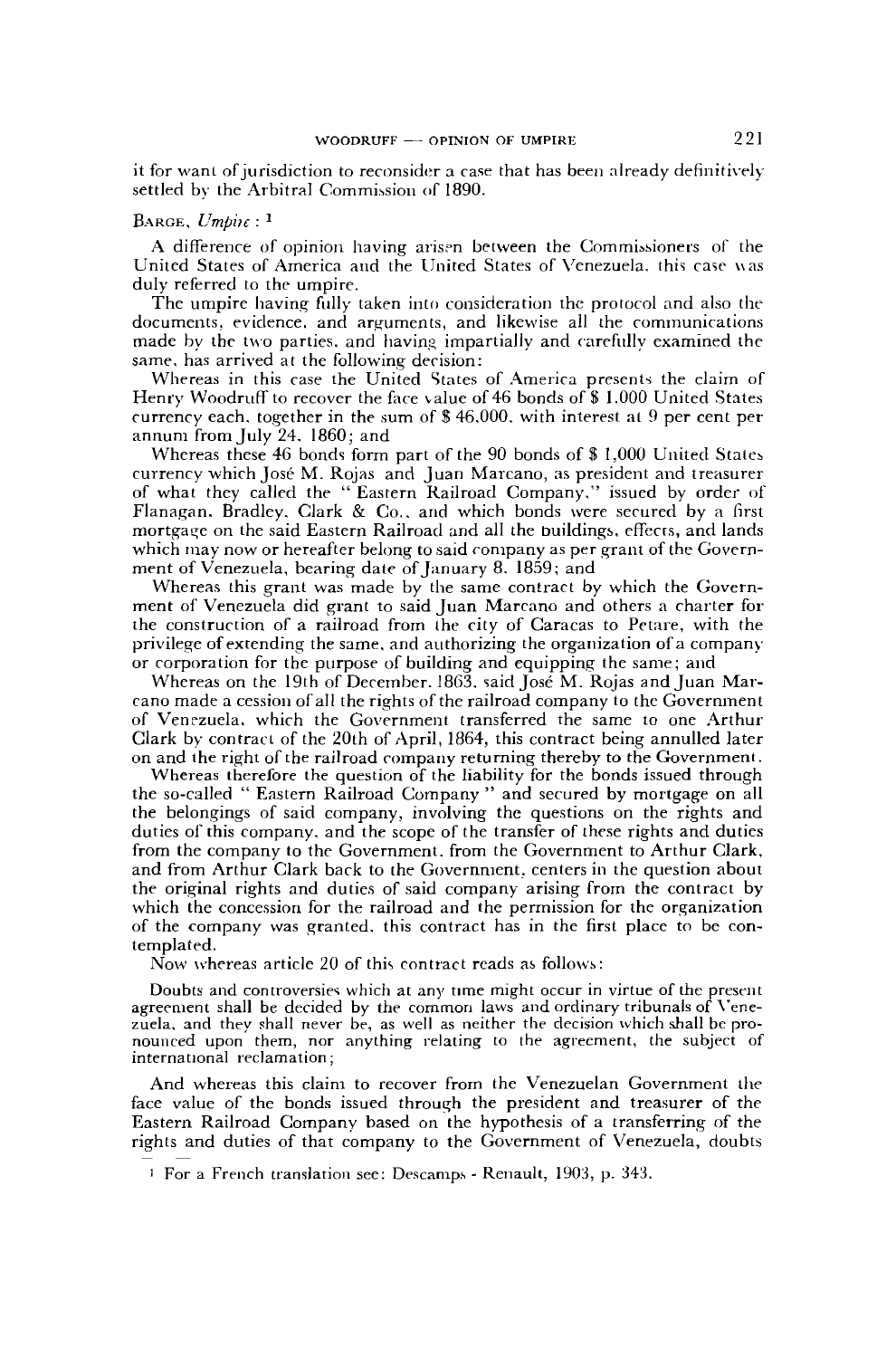it for want of jurisdiction to reconsider a case that has been already definitively settled by the Arbitral Commission of 1890.

BARGE, *Umpire* : [1]

A difference of opinion having arisen between the Commissioners of the United States of America and the United States of Venezuela, this case was duly referred to the umpire.

The umpire having fully taken into consideration the protocol and also the documents, evidence, and arguments, and likewise all the communications made by the two parties, and having impartially and carefully examined the same, has arrived at the following decision:

Whereas in this case the United States of America presents the claim of Henry Woodruff to recover the face value of 46 bonds of $ 1,000 United States currency each, together in the sum of $ 46,000, with interest at 9 per cent per annum from July 24, 1860; and

Whereas these 46 bonds form part of the 90 bonds of $ 1,000 United States currency which José M. Rojas and Juan Marcano, as president and treasurer of what they called the "Eastern Railroad Company," issued by order of Flanagan, Bradley, Clark & Co., and which bonds were secured by a first mortgage on the said Eastern Railroad and all the buildings, effects, and lands which may now or hereafter belong to said company as per grant of the Government of Venezuela, bearing date of January 8, 1859; and

Whereas this grant was made by the same contract by which the Government of Venezuela did grant to said Juan Marcano and others a charter for the construction of a railroad from the city of Caracas to Petare, with the privilege of extending the same, and authorizing the organization of a company or corporation for the purpose of building and equipping the same; and

Whereas on the 19th of December, 1863, said José M. Rojas and Juan Marcano made a cession of all the rights of the railroad company to the Government of Venezuela, which the Government transferred the same to one Arthur Clark by contract of the 20th of April, 1864, this contract being annulled later on and the right of the railroad company returning thereby to the Government.

Whereas therefore the question of the liability for the bonds issued through the so-called "Eastern Railroad Company" and secured by mortgage on all the belongings of said company, involving the questions on the rights and duties of this company, and the scope of the transfer of these rights and duties from the company to the Government, from the Government to Arthur Clark, and from Arthur Clark back to the Government, centers in the question about the original rights and duties of said company arising from the contract by which the concession for the railroad and the permission for the organization of the company was granted, this contract has in the first place to be contemplated.

Now whereas article 20 of this contract reads as follows:

> Doubts and controversies which at any time might occur in virtue of the present agreement shall be decided by the common laws and ordinary tribunals of Venezuela, and they shall never be, as well as neither the decision which shall be pronounced upon them, nor anything relating to the agreement, the subject of international reclamation;

And whereas this claim to recover from the Venezuelan Government the face value of the bonds issued through the president and treasurer of the Eastern Railroad Company based on the hypothesis of a transferring of the rights and duties of that company to the Government of Venezuela, doubts

[1] For a French translation see: Descamps - Renault, 1903, p. 343.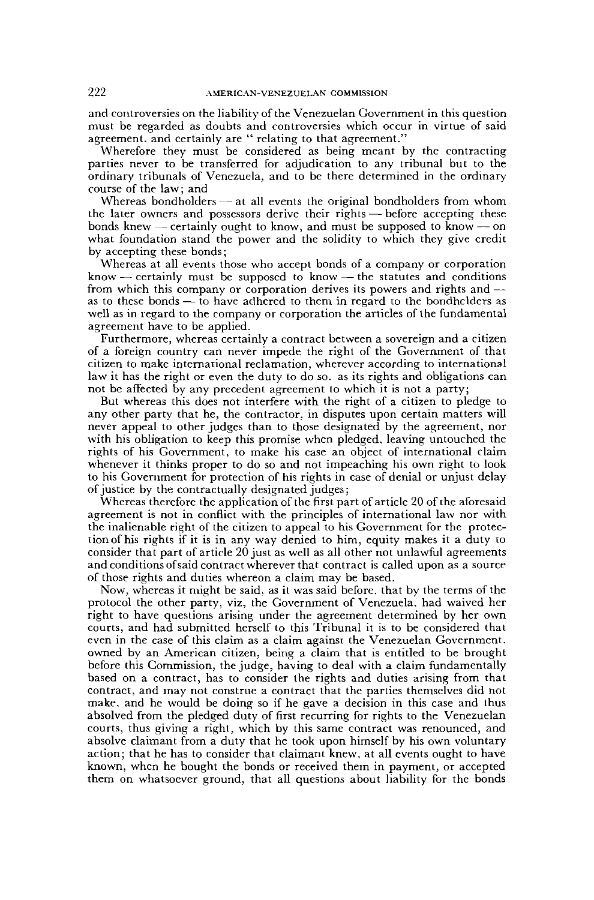and controversies on the liability of the Venezuelan Government in this question must be regarded as doubts and controversies which occur in virtue of said agreement, and certainly are " relating to that agreement."

Wherefore they must be considered as being meant by the contracting parties never to be transferred for adjudication to any tribunal but to the ordinary tribunals of Venezuela, and to be there determined in the ordinary course of the law; and

Whereas bondholders — at all events the original bondholders from whom the later owners and possessors derive their rights — before accepting these bonds knew — certainly ought to know, and must be supposed to know — on what foundation stand the power and the solidity to which they give credit by accepting these bonds;

Whereas at all events those who accept bonds of a company or corporation know — certainly must be supposed to know — the statutes and conditions from which this company or corporation derives its powers and rights and — as to these bonds — to have adhered to them in regard to the bondholders as well as in regard to the company or corporation the articles of the fundamental agreement have to be applied.

Furthermore, whereas certainly a contract between a sovereign and a citizen of a foreign country can never impede the right of the Government of that citizen to make international reclamation, wherever according to international law it has the right or even the duty to do so, as its rights and obligations can not be affected by any precedent agreement to which it is not a party;

But whereas this does not interfere with the right of a citizen to pledge to any other party that he, the contractor, in disputes upon certain matters will never appeal to other judges than to those designated by the agreement, nor with his obligation to keep this promise when pledged, leaving untouched the rights of his Government, to make his case an object of international claim whenever it thinks proper to do so and not impeaching his own right to look to his Government for protection of his rights in case of denial or unjust delay of justice by the contractually designated judges;

Whereas therefore the application of the first part of article 20 of the aforesaid agreement is not in conflict with the principles of international law nor with the inalienable right of the citizen to appeal to his Government for the protection of his rights if it is in any way denied to him, equity makes it a duty to consider that part of article 20 just as well as all other not unlawful agreements and conditions of said contract wherever that contract is called upon as a source of those rights and duties whereon a claim may be based.

Now, whereas it might be said, as it was said before, that by the terms of the protocol the other party, viz, the Government of Venezuela, had waived her right to have questions arising under the agreement determined by her own courts, and had submitted herself to this Tribunal it is to be considered that even in the case of this claim as a claim against the Venezuelan Government, owned by an American citizen, being a claim that is entitled to be brought before this Commission, the judge, having to deal with a claim fundamentally based on a contract, has to consider the rights and duties arising from that contract, and may not construe a contract that the parties themselves did not make, and he would be doing so if he gave a decision in this case and thus absolved from the pledged duty of first recurring for rights to the Venezuelan courts, thus giving a right, which by this same contract was renounced, and absolve claimant from a duty that he took upon himself by his own voluntary action; that he has to consider that claimant knew, at all events ought to have known, when he bought the bonds or received them in payment, or accepted them on whatsoever ground, that all questions about liability for the bonds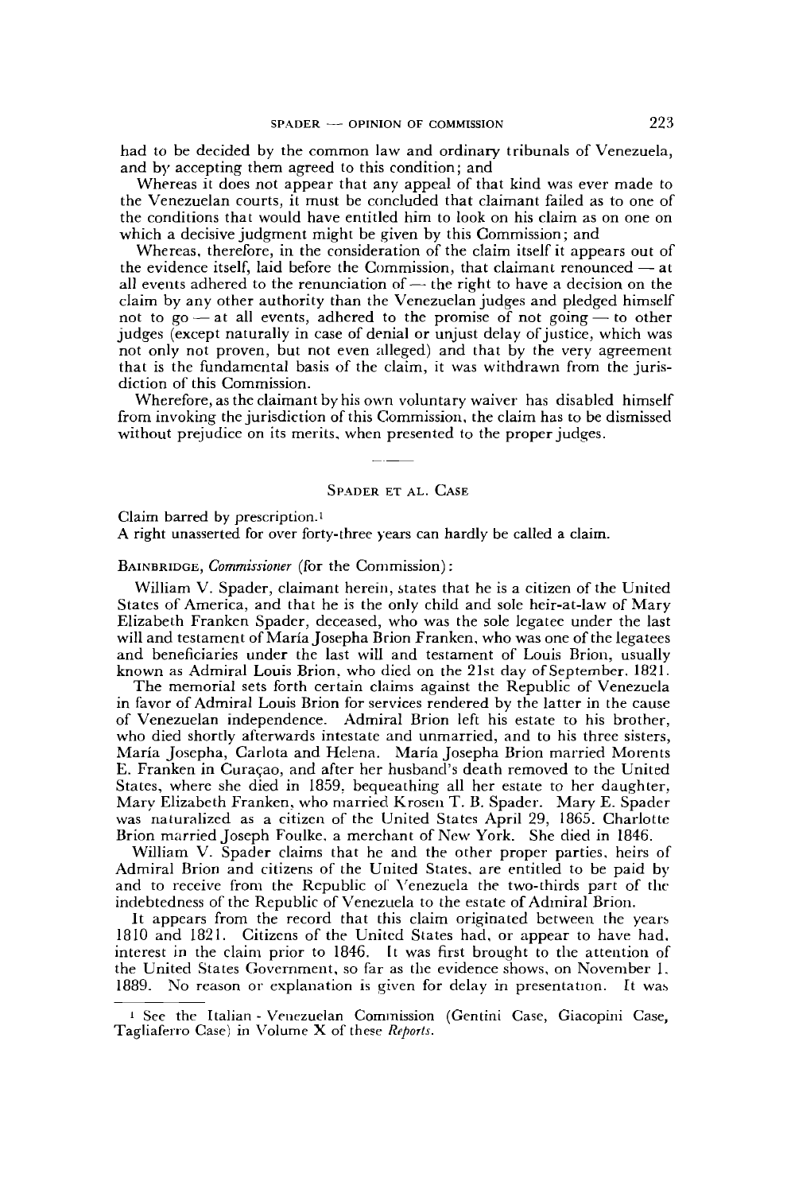had to be decided by the common law and ordinary tribunals of Venezuela, and by accepting them agreed to this condition; and

Whereas it does not appear that any appeal of that kind was ever made to the Venezuelan courts, it must be concluded that claimant failed as to one of the conditions that would have entitled him to look on his claim as on one on which a decisive judgment might be given by this Commission; and

Whereas, therefore, in the consideration of the claim itself it appears out of the evidence itself, laid before the Commission, that claimant renounced — at all events adhered to the renunciation of — the right to have a decision on the claim by any other authority than the Venezuelan judges and pledged himself not to go — at all events, adhered to the promise of not going — to other judges (except naturally in case of denial or unjust delay of justice, which was not only not proven, but not even alleged) and that by the very agreement that is the fundamental basis of the claim, it was withdrawn from the jurisdiction of this Commission.

Wherefore, as the claimant by his own voluntary waiver has disabled himself from invoking the jurisdiction of this Commission, the claim has to be dismissed without prejudice on its merits, when presented to the proper judges.

---

## Spader et al. Case

Claim barred by prescription.[1]

A right unasserted for over forty-three years can hardly be called a claim.

Bainbridge, *Commissioner* (for the Commission):

William V. Spader, claimant herein, states that he is a citizen of the United States of America, and that he is the only child and sole heir-at-law of Mary Elizabeth Franken Spader, deceased, who was the sole legatee under the last will and testament of María Josepha Brion Franken, who was one of the legatees and beneficiaries under the last will and testament of Louis Brion, usually known as Admiral Louis Brion, who died on the 21st day of September, 1821.

The memorial sets forth certain claims against the Republic of Venezuela in favor of Admiral Louis Brion for services rendered by the latter in the cause of Venezuelan independence. Admiral Brion left his estate to his brother, who died shortly afterwards intestate and unmarried, and to his three sisters, María Josepha, Carlota and Helena. María Josepha Brion married Morents E. Franken in Curaçao, and after her husband's death removed to the United States, where she died in 1859, bequeathing all her estate to her daughter, Mary Elizabeth Franken, who married Krosen T. B. Spader. Mary E. Spader was naturalized as a citizen of the United States April 29, 1865. Charlotte Brion married Joseph Foulke, a merchant of New York. She died in 1846.

William V. Spader claims that he and the other proper parties, heirs of Admiral Brion and citizens of the United States, are entitled to be paid by and to receive from the Republic of Venezuela the two-thirds part of the indebtedness of the Republic of Venezuela to the estate of Admiral Brion.

It appears from the record that this claim originated between the years 1810 and 1821. Citizens of the United States had, or appear to have had, interest in the claim prior to 1846. It was first brought to the attention of the United States Government, so far as the evidence shows, on November 1, 1889. No reason or explanation is given for delay in presentation. It was

[1] See the Italian - Venezuelan Commission (Gentini Case, Giacopini Case, Tagliaferro Case) in Volume X of these *Reports*.